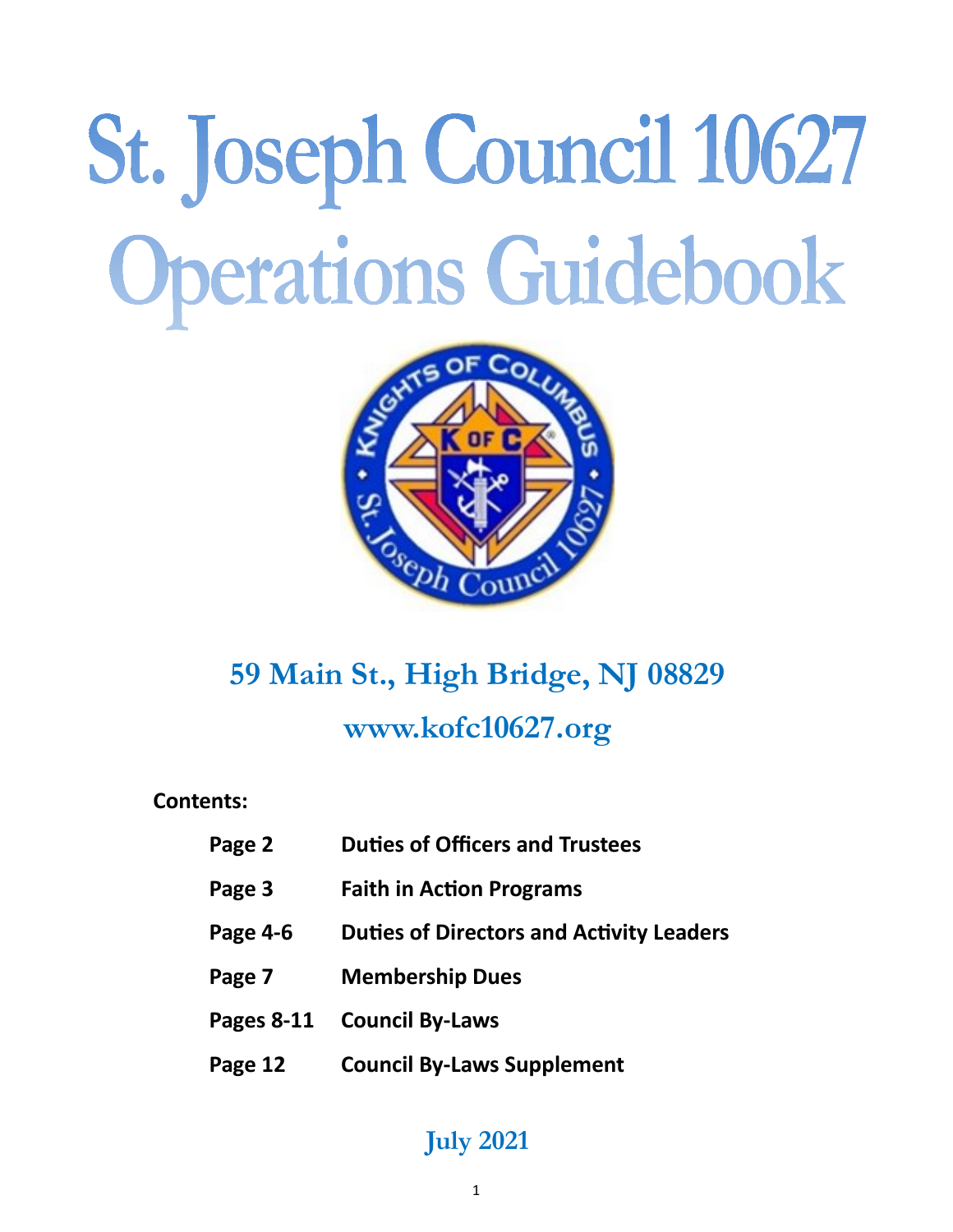# St. Joseph Council 10627

# Operations Guidebook

## 59 Main St., High Bridge, NJ 08829

## www.kofc10627.org

**Contents:**

| | |
|---|---|
| **Page 2** | **Duties of Officers and Trustees** |
| **Page 3** | **Faith in Action Programs** |
| **Page 4-6** | **Duties of Directors and Activity Leaders** |
| **Page 7** | **Membership Dues** |
| **Pages 8-11** | **Council By-Laws** |
| **Page 12** | **Council By-Laws Supplement** |

**July 2021**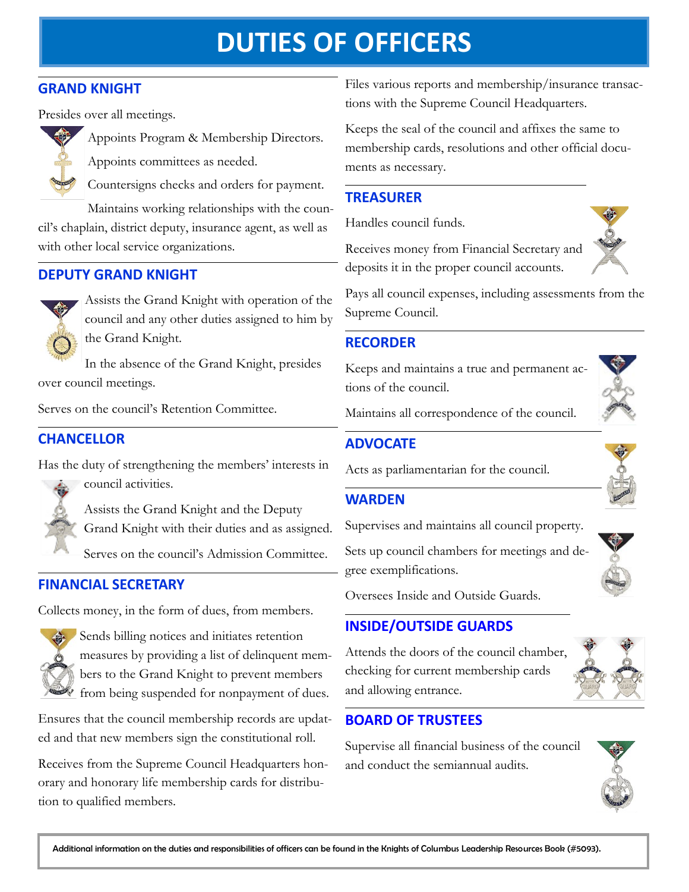# DUTIES OF OFFICERS

## GRAND KNIGHT

Presides over all meetings.

Appoints Program & Membership Directors.

Appoints committees as needed.

Countersigns checks and orders for payment.

Maintains working relationships with the council's chaplain, district deputy, insurance agent, as well as with other local service organizations.

## DEPUTY GRAND KNIGHT

Assists the Grand Knight with operation of the council and any other duties assigned to him by the Grand Knight.

In the absence of the Grand Knight, presides over council meetings.

Serves on the council's Retention Committee.

## CHANCELLOR

Has the duty of strengthening the members' interests in council activities.

Assists the Grand Knight and the Deputy Grand Knight with their duties and as assigned.

Serves on the council's Admission Committee.

## FINANCIAL SECRETARY

Collects money, in the form of dues, from members.

Sends billing notices and initiates retention measures by providing a list of delinquent members to the Grand Knight to prevent members from being suspended for nonpayment of dues.

Ensures that the council membership records are updated and that new members sign the constitutional roll.

Receives from the Supreme Council Headquarters honorary and honorary life membership cards for distribution to qualified members.

Files various reports and membership/insurance transactions with the Supreme Council Headquarters.

Keeps the seal of the council and affixes the same to membership cards, resolutions and other official documents as necessary.

## TREASURER

Handles council funds.

Receives money from Financial Secretary and deposits it in the proper council accounts.

Pays all council expenses, including assessments from the Supreme Council.

## RECORDER

Keeps and maintains a true and permanent actions of the council.

Maintains all correspondence of the council.

## ADVOCATE

Acts as parliamentarian for the council.

## WARDEN

Supervises and maintains all council property.

Sets up council chambers for meetings and degree exemplifications.

Oversees Inside and Outside Guards.

## INSIDE/OUTSIDE GUARDS

Attends the doors of the council chamber, checking for current membership cards and allowing entrance.

## BOARD OF TRUSTEES

Supervise all financial business of the council and conduct the semiannual audits.

Additional information on the duties and responsibilities of officers can be found in the Knights of Columbus Leadership Resources Book (#5093).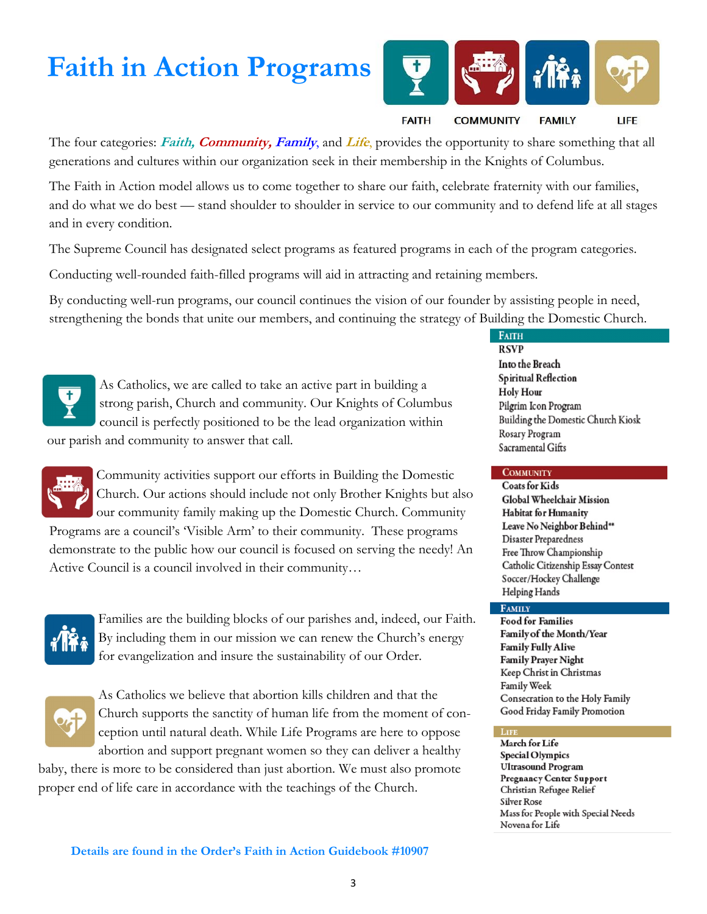# Faith in Action Programs

FAITH COMMUNITY FAMILY LIFE

The four categories: ***Faith, Community, Family***, and ***Life***, provides the opportunity to share something that all generations and cultures within our organization seek in their membership in the Knights of Columbus.

The Faith in Action model allows us to come together to share our faith, celebrate fraternity with our families, and do what we do best — stand shoulder to shoulder in service to our community and to defend life at all stages and in every condition.

The Supreme Council has designated select programs as featured programs in each of the program categories.

Conducting well-rounded faith-filled programs will aid in attracting and retaining members.

By conducting well-run programs, our council continues the vision of our founder by assisting people in need, strengthening the bonds that unite our members, and continuing the strategy of Building the Domestic Church.

As Catholics, we are called to take an active part in building a strong parish, Church and community. Our Knights of Columbus council is perfectly positioned to be the lead organization within our parish and community to answer that call.

Community activities support our efforts in Building the Domestic Church. Our actions should include not only Brother Knights but also our community family making up the Domestic Church. Community Programs are a council's 'Visible Arm' to their community. These programs demonstrate to the public how our council is focused on serving the needy! An Active Council is a council involved in their community…

Families are the building blocks of our parishes and, indeed, our Faith. By including them in our mission we can renew the Church's energy for evangelization and insure the sustainability of our Order.

As Catholics we believe that abortion kills children and that the Church supports the sanctity of human life from the moment of conception until natural death. While Life Programs are here to oppose abortion and support pregnant women so they can deliver a healthy baby, there is more to be considered than just abortion. We must also promote proper end of life care in accordance with the teachings of the Church.

**Details are found in the Order's Faith in Action Guidebook #10907**

### Faith
- **RSVP**
- **Into the Breach**
- **Spiritual Reflection**
- **Holy Hour**
- Pilgrim Icon Program
- Building the Domestic Church Kiosk
- Rosary Program
- Sacramental Gifts

### Community
- **Coats for Kids**
- **Global Wheelchair Mission**
- **Habitat for Humanity**
- **Leave No Neighbor Behind****
- Disaster Preparedness
- Free Throw Championship
- Catholic Citizenship Essay Contest
- Soccer/Hockey Challenge
- Helping Hands

### Family
- **Food for Families**
- **Family of the Month/Year**
- **Family Fully Alive**
- **Family Prayer Night**
- Keep Christ in Christmas
- Family Week
- Consecration to the Holy Family
- Good Friday Family Promotion

### Life
- **March for Life**
- **Special Olympics**
- **Ultrasound Program**
- **Pregnancy Center Support**
- Christian Refugee Relief
- Silver Rose
- Mass for People with Special Needs
- Novena for Life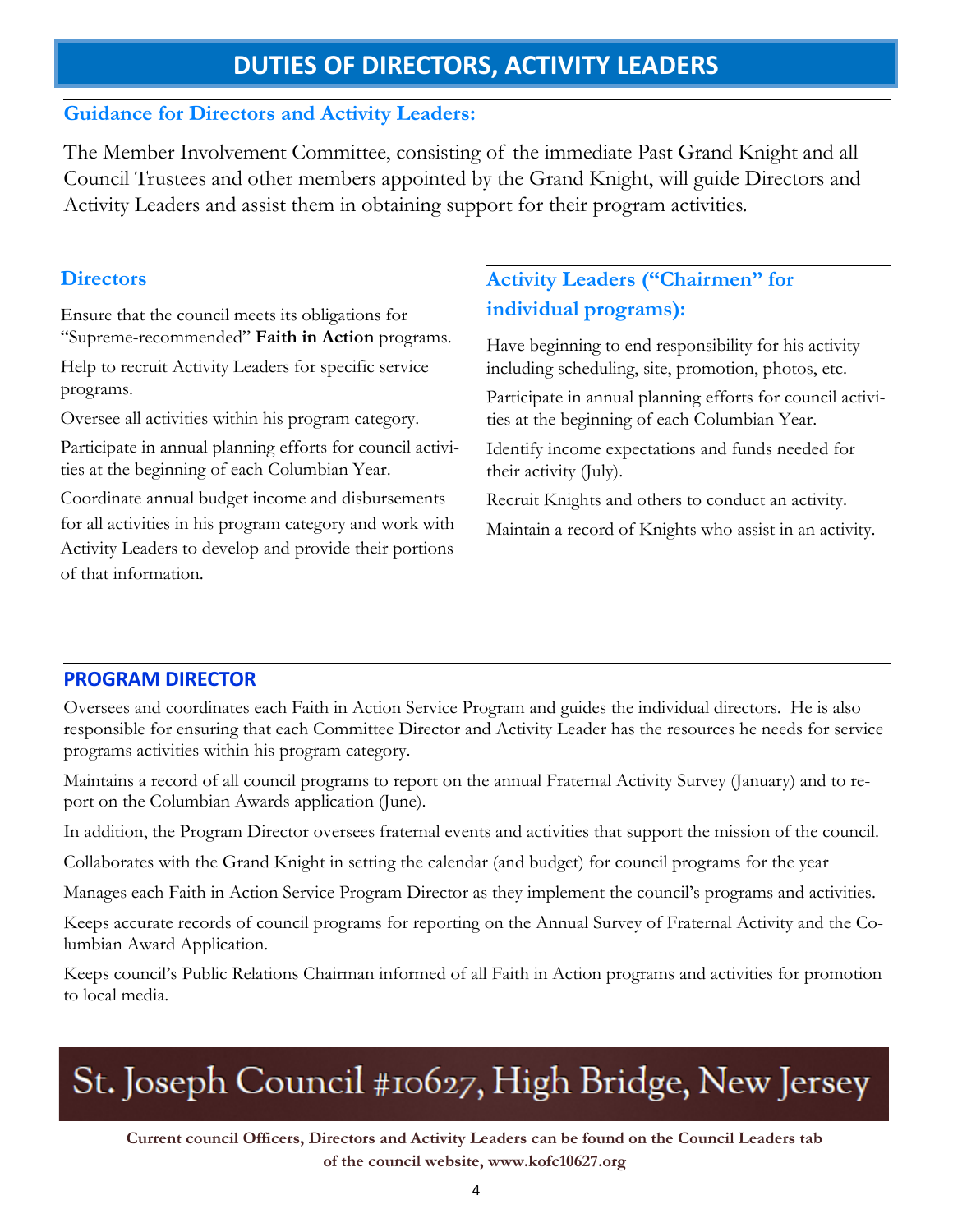# DUTIES OF DIRECTORS, ACTIVITY LEADERS

## Guidance for Directors and Activity Leaders:

The Member Involvement Committee, consisting of the immediate Past Grand Knight and all Council Trustees and other members appointed by the Grand Knight, will guide Directors and Activity Leaders and assist them in obtaining support for their program activities.

## Directors

Ensure that the council meets its obligations for "Supreme-recommended" **Faith in Action** programs.

Help to recruit Activity Leaders for specific service programs.

Oversee all activities within his program category.

Participate in annual planning efforts for council activities at the beginning of each Columbian Year.

Coordinate annual budget income and disbursements for all activities in his program category and work with Activity Leaders to develop and provide their portions of that information.

## Activity Leaders ("Chairmen" for individual programs):

Have beginning to end responsibility for his activity including scheduling, site, promotion, photos, etc.

Participate in annual planning efforts for council activities at the beginning of each Columbian Year.

Identify income expectations and funds needed for their activity (July).

Recruit Knights and others to conduct an activity.

Maintain a record of Knights who assist in an activity.

## PROGRAM DIRECTOR

Oversees and coordinates each Faith in Action Service Program and guides the individual directors. He is also responsible for ensuring that each Committee Director and Activity Leader has the resources he needs for service programs activities within his program category.

Maintains a record of all council programs to report on the annual Fraternal Activity Survey (January) and to report on the Columbian Awards application (June).

In addition, the Program Director oversees fraternal events and activities that support the mission of the council.

Collaborates with the Grand Knight in setting the calendar (and budget) for council programs for the year

Manages each Faith in Action Service Program Director as they implement the council's programs and activities.

Keeps accurate records of council programs for reporting on the Annual Survey of Fraternal Activity and the Columbian Award Application.

Keeps council's Public Relations Chairman informed of all Faith in Action programs and activities for promotion to local media.

# St. Joseph Council #10627, High Bridge, New Jersey

**Current council Officers, Directors and Activity Leaders can be found on the Council Leaders tab of the council website, www.kofc10627.org**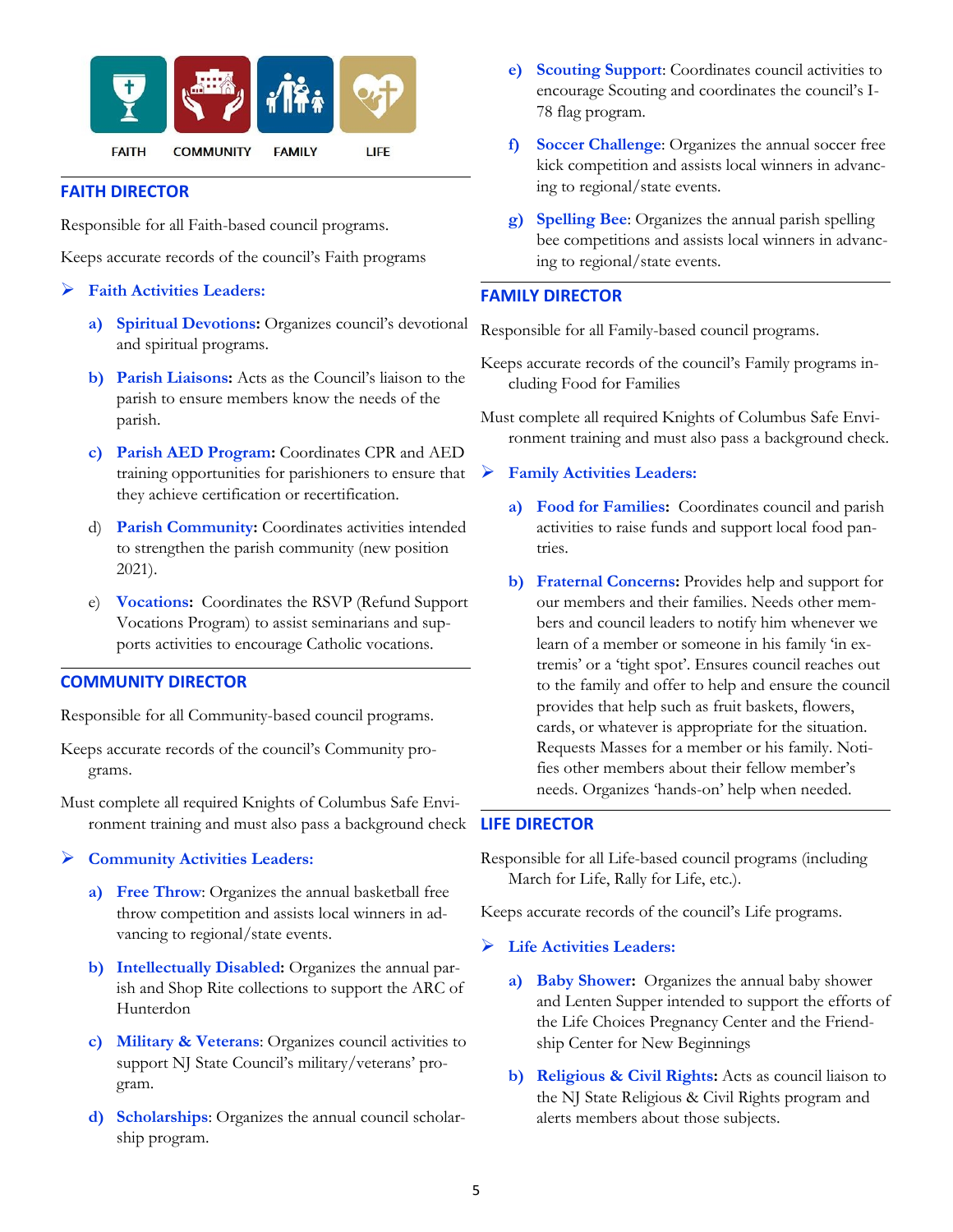FAITH COMMUNITY FAMILY LIFE

## FAITH DIRECTOR

Responsible for all Faith-based council programs.

Keeps accurate records of the council's Faith programs

- **Faith Activities Leaders:**
    - a) **Spiritual Devotions:** Organizes council's devotional and spiritual programs.
    - b) **Parish Liaisons:** Acts as the Council's liaison to the parish to ensure members know the needs of the parish.
    - c) **Parish AED Program:** Coordinates CPR and AED training opportunities for parishioners to ensure that they achieve certification or recertification.
    - d) **Parish Community:** Coordinates activities intended to strengthen the parish community (new position 2021).
    - e) **Vocations:** Coordinates the RSVP (Refund Support Vocations Program) to assist seminarians and supports activities to encourage Catholic vocations.

## COMMUNITY DIRECTOR

Responsible for all Community-based council programs.

Keeps accurate records of the council's Community programs.

Must complete all required Knights of Columbus Safe Environment training and must also pass a background check

- **Community Activities Leaders:**
    - a) **Free Throw**: Organizes the annual basketball free throw competition and assists local winners in advancing to regional/state events.
    - b) **Intellectually Disabled:** Organizes the annual parish and Shop Rite collections to support the ARC of Hunterdon
    - c) **Military & Veterans**: Organizes council activities to support NJ State Council's military/veterans' program.
    - d) **Scholarships**: Organizes the annual council scholarship program.
    - e) **Scouting Support**: Coordinates council activities to encourage Scouting and coordinates the council's I-78 flag program.
    - f) **Soccer Challenge**: Organizes the annual soccer free kick competition and assists local winners in advancing to regional/state events.
    - g) **Spelling Bee**: Organizes the annual parish spelling bee competitions and assists local winners in advancing to regional/state events.

## FAMILY DIRECTOR

Responsible for all Family-based council programs.

Keeps accurate records of the council's Family programs including Food for Families

Must complete all required Knights of Columbus Safe Environment training and must also pass a background check.

- **Family Activities Leaders:**
    - a) **Food for Families:** Coordinates council and parish activities to raise funds and support local food pantries.
    - b) **Fraternal Concerns:** Provides help and support for our members and their families. Needs other members and council leaders to notify him whenever we learn of a member or someone in his family 'in extremis' or a 'tight spot'. Ensures council reaches out to the family and offer to help and ensure the council provides that help such as fruit baskets, flowers, cards, or whatever is appropriate for the situation. Requests Masses for a member or his family. Notifies other members about their fellow member's needs. Organizes 'hands-on' help when needed.

## LIFE DIRECTOR

Responsible for all Life-based council programs (including March for Life, Rally for Life, etc.).

Keeps accurate records of the council's Life programs.

- **Life Activities Leaders:**
    - a) **Baby Shower:** Organizes the annual baby shower and Lenten Supper intended to support the efforts of the Life Choices Pregnancy Center and the Friendship Center for New Beginnings
    - b) **Religious & Civil Rights:** Acts as council liaison to the NJ State Religious & Civil Rights program and alerts members about those subjects.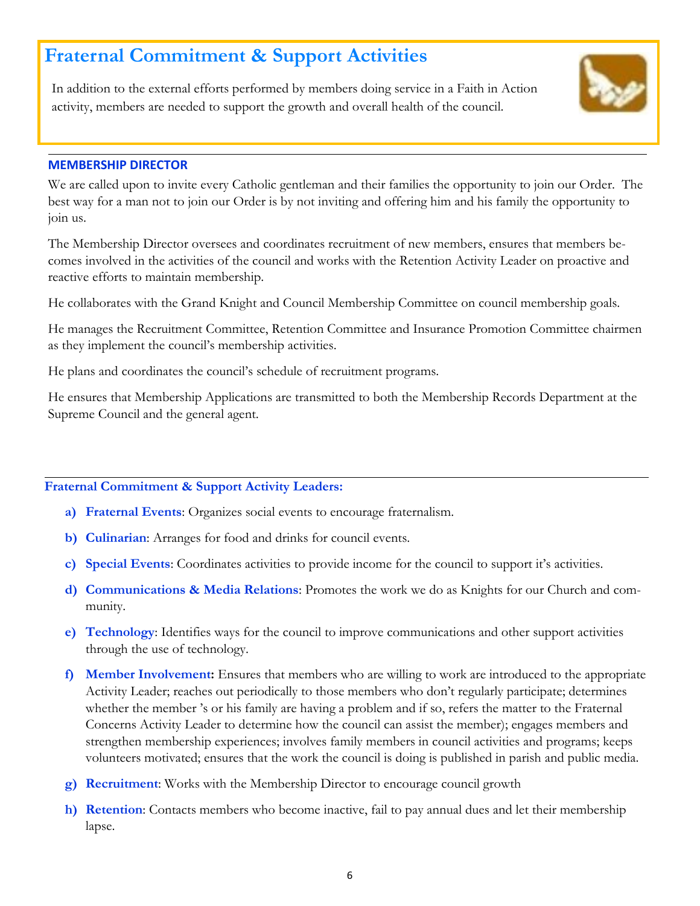# Fraternal Commitment & Support Activities

In addition to the external efforts performed by members doing service in a Faith in Action activity, members are needed to support the growth and overall health of the council.

## MEMBERSHIP DIRECTOR

We are called upon to invite every Catholic gentleman and their families the opportunity to join our Order. The best way for a man not to join our Order is by not inviting and offering him and his family the opportunity to join us.

The Membership Director oversees and coordinates recruitment of new members, ensures that members becomes involved in the activities of the council and works with the Retention Activity Leader on proactive and reactive efforts to maintain membership.

He collaborates with the Grand Knight and Council Membership Committee on council membership goals.

He manages the Recruitment Committee, Retention Committee and Insurance Promotion Committee chairmen as they implement the council's membership activities.

He plans and coordinates the council's schedule of recruitment programs.

He ensures that Membership Applications are transmitted to both the Membership Records Department at the Supreme Council and the general agent.

## Fraternal Commitment & Support Activity Leaders:

a) **Fraternal Events**: Organizes social events to encourage fraternalism.

b) **Culinarian**: Arranges for food and drinks for council events.

c) **Special Events**: Coordinates activities to provide income for the council to support it's activities.

d) **Communications & Media Relations**: Promotes the work we do as Knights for our Church and community.

e) **Technology**: Identifies ways for the council to improve communications and other support activities through the use of technology.

f) **Member Involvement:** Ensures that members who are willing to work are introduced to the appropriate Activity Leader; reaches out periodically to those members who don't regularly participate; determines whether the member 's or his family are having a problem and if so, refers the matter to the Fraternal Concerns Activity Leader to determine how the council can assist the member); engages members and strengthen membership experiences; involves family members in council activities and programs; keeps volunteers motivated; ensures that the work the council is doing is published in parish and public media.

g) **Recruitment**: Works with the Membership Director to encourage council growth

h) **Retention**: Contacts members who become inactive, fail to pay annual dues and let their membership lapse.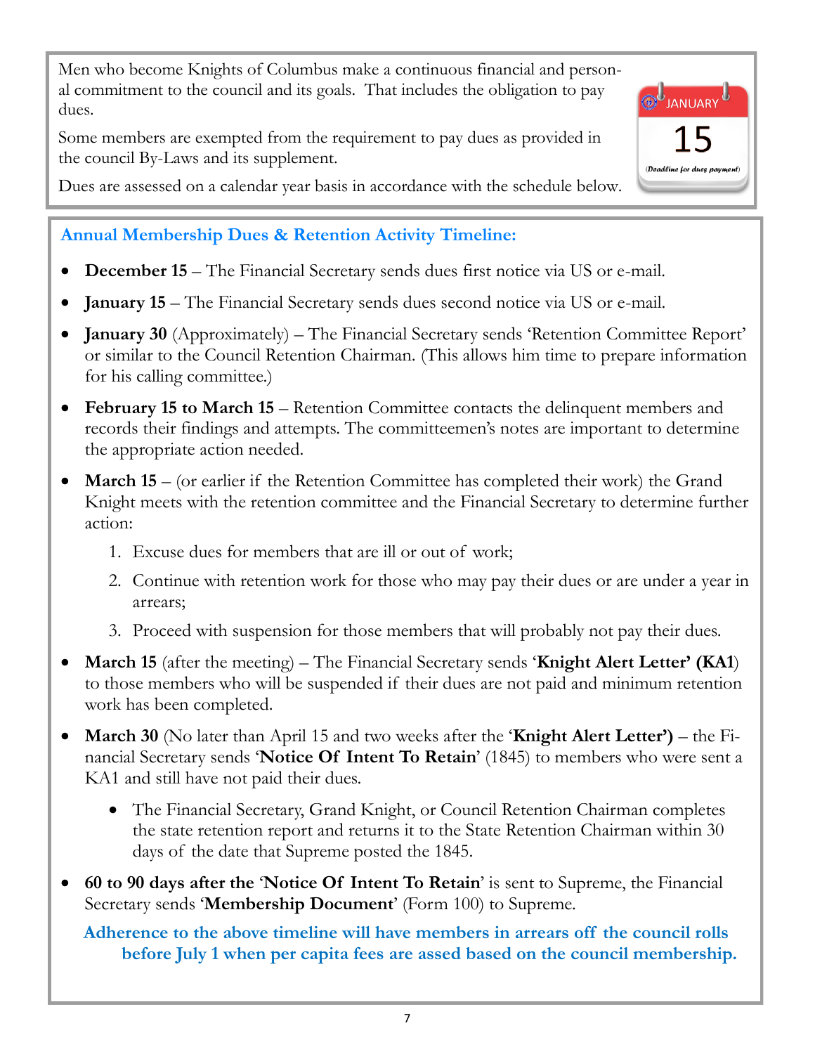Men who become Knights of Columbus make a continuous financial and personal commitment to the council and its goals. That includes the obligation to pay dues.

Some members are exempted from the requirement to pay dues as provided in the council By-Laws and its supplement.

Dues are assessed on a calendar year basis in accordance with the schedule below.

JANUARY 15 (Deadline for dues payment)

**Annual Membership Dues & Retention Activity Timeline:**

- **December 15** – The Financial Secretary sends dues first notice via US or e-mail.
- **January 15** – The Financial Secretary sends dues second notice via US or e-mail.
- **January 30** (Approximately) – The Financial Secretary sends 'Retention Committee Report' or similar to the Council Retention Chairman. (This allows him time to prepare information for his calling committee.)
- **February 15 to March 15** – Retention Committee contacts the delinquent members and records their findings and attempts. The committeemen's notes are important to determine the appropriate action needed.
- **March 15** – (or earlier if the Retention Committee has completed their work) the Grand Knight meets with the retention committee and the Financial Secretary to determine further action:
  1. Excuse dues for members that are ill or out of work;
  2. Continue with retention work for those who may pay their dues or are under a year in arrears;
  3. Proceed with suspension for those members that will probably not pay their dues.
- **March 15** (after the meeting) – The Financial Secretary sends '**Knight Alert Letter' (KA1**) to those members who will be suspended if their dues are not paid and minimum retention work has been completed.
- **March 30** (No later than April 15 and two weeks after the '**Knight Alert Letter')** – the Financial Secretary sends '**Notice Of Intent To Retain**' (1845) to members who were sent a KA1 and still have not paid their dues.
  - The Financial Secretary, Grand Knight, or Council Retention Chairman completes the state retention report and returns it to the State Retention Chairman within 30 days of the date that Supreme posted the 1845.
- **60 to 90 days after the** '**Notice Of Intent To Retain**' is sent to Supreme, the Financial Secretary sends '**Membership Document**' (Form 100) to Supreme.

**Adherence to the above timeline will have members in arrears off the council rolls before July 1 when per capita fees are assed based on the council membership.**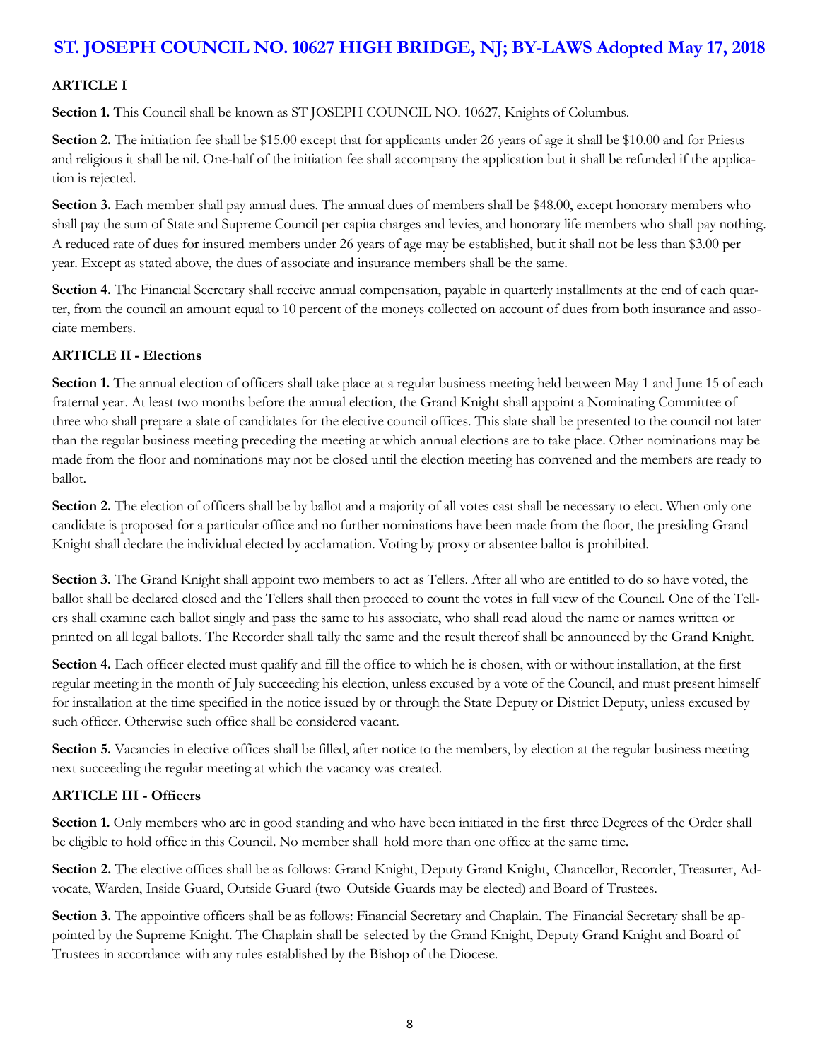# ST. JOSEPH COUNCIL NO. 10627 HIGH BRIDGE, NJ; BY-LAWS Adopted May 17, 2018

**ARTICLE I**

**Section 1.** This Council shall be known as ST JOSEPH COUNCIL NO. 10627, Knights of Columbus.

**Section 2.** The initiation fee shall be $15.00 except that for applicants under 26 years of age it shall be $10.00 and for Priests and religious it shall be nil. One-half of the initiation fee shall accompany the application but it shall be refunded if the application is rejected.

**Section 3.** Each member shall pay annual dues. The annual dues of members shall be $48.00, except honorary members who shall pay the sum of State and Supreme Council per capita charges and levies, and honorary life members who shall pay nothing. A reduced rate of dues for insured members under 26 years of age may be established, but it shall not be less than $3.00 per year. Except as stated above, the dues of associate and insurance members shall be the same.

**Section 4.** The Financial Secretary shall receive annual compensation, payable in quarterly installments at the end of each quarter, from the council an amount equal to 10 percent of the moneys collected on account of dues from both insurance and associate members.

**ARTICLE II - Elections**

**Section 1.** The annual election of officers shall take place at a regular business meeting held between May 1 and June 15 of each fraternal year. At least two months before the annual election, the Grand Knight shall appoint a Nominating Committee of three who shall prepare a slate of candidates for the elective council offices. This slate shall be presented to the council not later than the regular business meeting preceding the meeting at which annual elections are to take place. Other nominations may be made from the floor and nominations may not be closed until the election meeting has convened and the members are ready to ballot.

**Section 2.** The election of officers shall be by ballot and a majority of all votes cast shall be necessary to elect. When only one candidate is proposed for a particular office and no further nominations have been made from the floor, the presiding Grand Knight shall declare the individual elected by acclamation. Voting by proxy or absentee ballot is prohibited.

**Section 3.** The Grand Knight shall appoint two members to act as Tellers. After all who are entitled to do so have voted, the ballot shall be declared closed and the Tellers shall then proceed to count the votes in full view of the Council. One of the Tellers shall examine each ballot singly and pass the same to his associate, who shall read aloud the name or names written or printed on all legal ballots. The Recorder shall tally the same and the result thereof shall be announced by the Grand Knight.

**Section 4.** Each officer elected must qualify and fill the office to which he is chosen, with or without installation, at the first regular meeting in the month of July succeeding his election, unless excused by a vote of the Council, and must present himself for installation at the time specified in the notice issued by or through the State Deputy or District Deputy, unless excused by such officer. Otherwise such office shall be considered vacant.

**Section 5.** Vacancies in elective offices shall be filled, after notice to the members, by election at the regular business meeting next succeeding the regular meeting at which the vacancy was created.

**ARTICLE III - Officers**

**Section 1.** Only members who are in good standing and who have been initiated in the first three Degrees of the Order shall be eligible to hold office in this Council. No member shall hold more than one office at the same time.

**Section 2.** The elective offices shall be as follows: Grand Knight, Deputy Grand Knight, Chancellor, Recorder, Treasurer, Advocate, Warden, Inside Guard, Outside Guard (two Outside Guards may be elected) and Board of Trustees.

**Section 3.** The appointive officers shall be as follows: Financial Secretary and Chaplain. The Financial Secretary shall be appointed by the Supreme Knight. The Chaplain shall be selected by the Grand Knight, Deputy Grand Knight and Board of Trustees in accordance with any rules established by the Bishop of the Diocese.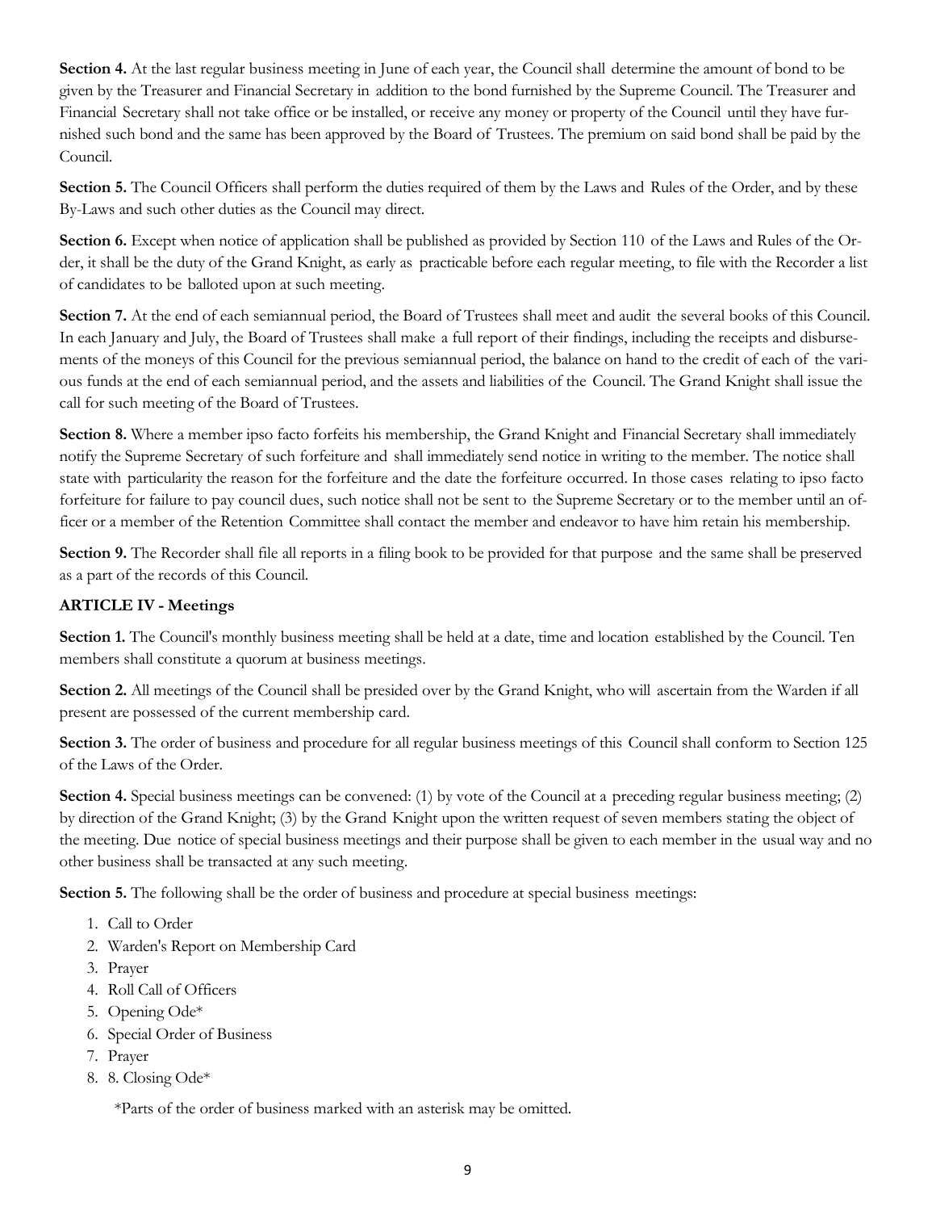**Section 4.** At the last regular business meeting in June of each year, the Council shall determine the amount of bond to be given by the Treasurer and Financial Secretary in addition to the bond furnished by the Supreme Council. The Treasurer and Financial Secretary shall not take office or be installed, or receive any money or property of the Council until they have furnished such bond and the same has been approved by the Board of Trustees. The premium on said bond shall be paid by the Council.

**Section 5.** The Council Officers shall perform the duties required of them by the Laws and Rules of the Order, and by these By-Laws and such other duties as the Council may direct.

**Section 6.** Except when notice of application shall be published as provided by Section 110 of the Laws and Rules of the Order, it shall be the duty of the Grand Knight, as early as practicable before each regular meeting, to file with the Recorder a list of candidates to be balloted upon at such meeting.

**Section 7.** At the end of each semiannual period, the Board of Trustees shall meet and audit the several books of this Council. In each January and July, the Board of Trustees shall make a full report of their findings, including the receipts and disbursements of the moneys of this Council for the previous semiannual period, the balance on hand to the credit of each of the various funds at the end of each semiannual period, and the assets and liabilities of the Council. The Grand Knight shall issue the call for such meeting of the Board of Trustees.

**Section 8.** Where a member ipso facto forfeits his membership, the Grand Knight and Financial Secretary shall immediately notify the Supreme Secretary of such forfeiture and shall immediately send notice in writing to the member. The notice shall state with particularity the reason for the forfeiture and the date the forfeiture occurred. In those cases relating to ipso facto forfeiture for failure to pay council dues, such notice shall not be sent to the Supreme Secretary or to the member until an officer or a member of the Retention Committee shall contact the member and endeavor to have him retain his membership.

**Section 9.** The Recorder shall file all reports in a filing book to be provided for that purpose and the same shall be preserved as a part of the records of this Council.

### ARTICLE IV - Meetings

**Section 1.** The Council's monthly business meeting shall be held at a date, time and location established by the Council. Ten members shall constitute a quorum at business meetings.

**Section 2.** All meetings of the Council shall be presided over by the Grand Knight, who will ascertain from the Warden if all present are possessed of the current membership card.

**Section 3.** The order of business and procedure for all regular business meetings of this Council shall conform to Section 125 of the Laws of the Order.

**Section 4.** Special business meetings can be convened: (1) by vote of the Council at a preceding regular business meeting; (2) by direction of the Grand Knight; (3) by the Grand Knight upon the written request of seven members stating the object of the meeting. Due notice of special business meetings and their purpose shall be given to each member in the usual way and no other business shall be transacted at any such meeting.

**Section 5.** The following shall be the order of business and procedure at special business meetings:

1. Call to Order
2. Warden's Report on Membership Card
3. Prayer
4. Roll Call of Officers
5. Opening Ode*
6. Special Order of Business
7. Prayer
8. 8. Closing Ode*

*Parts of the order of business marked with an asterisk may be omitted.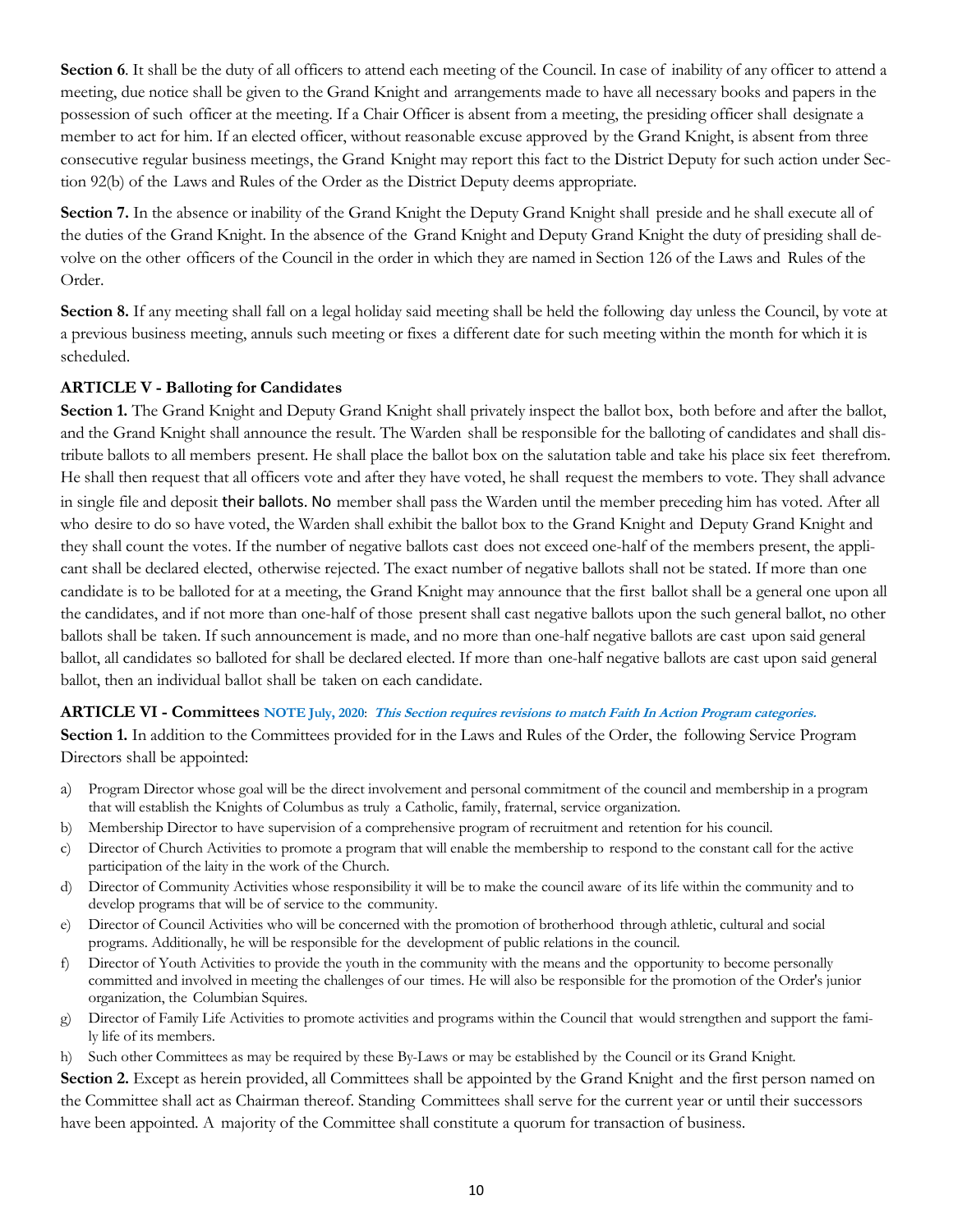**Section 6**. It shall be the duty of all officers to attend each meeting of the Council. In case of inability of any officer to attend a meeting, due notice shall be given to the Grand Knight and arrangements made to have all necessary books and papers in the possession of such officer at the meeting. If a Chair Officer is absent from a meeting, the presiding officer shall designate a member to act for him. If an elected officer, without reasonable excuse approved by the Grand Knight, is absent from three consecutive regular business meetings, the Grand Knight may report this fact to the District Deputy for such action under Section 92(b) of the Laws and Rules of the Order as the District Deputy deems appropriate.

**Section 7.** In the absence or inability of the Grand Knight the Deputy Grand Knight shall preside and he shall execute all of the duties of the Grand Knight. In the absence of the Grand Knight and Deputy Grand Knight the duty of presiding shall devolve on the other officers of the Council in the order in which they are named in Section 126 of the Laws and Rules of the Order.

**Section 8.** If any meeting shall fall on a legal holiday said meeting shall be held the following day unless the Council, by vote at a previous business meeting, annuls such meeting or fixes a different date for such meeting within the month for which it is scheduled.

### ARTICLE V - Balloting for Candidates

**Section 1.** The Grand Knight and Deputy Grand Knight shall privately inspect the ballot box, both before and after the ballot, and the Grand Knight shall announce the result. The Warden shall be responsible for the balloting of candidates and shall distribute ballots to all members present. He shall place the ballot box on the salutation table and take his place six feet therefrom. He shall then request that all officers vote and after they have voted, he shall request the members to vote. They shall advance in single file and deposit their ballots. No member shall pass the Warden until the member preceding him has voted. After all who desire to do so have voted, the Warden shall exhibit the ballot box to the Grand Knight and Deputy Grand Knight and they shall count the votes. If the number of negative ballots cast does not exceed one-half of the members present, the applicant shall be declared elected, otherwise rejected. The exact number of negative ballots shall not be stated. If more than one candidate is to be balloted for at a meeting, the Grand Knight may announce that the first ballot shall be a general one upon all the candidates, and if not more than one-half of those present shall cast negative ballots upon the such general ballot, no other ballots shall be taken. If such announcement is made, and no more than one-half negative ballots are cast upon said general ballot, all candidates so balloted for shall be declared elected. If more than one-half negative ballots are cast upon said general ballot, then an individual ballot shall be taken on each candidate.

### ARTICLE VI - Committees **NOTE July, 2020**: ***This Section requires revisions to match Faith In Action Program categories.***

**Section 1.** In addition to the Committees provided for in the Laws and Rules of the Order, the following Service Program Directors shall be appointed:

a) Program Director whose goal will be the direct involvement and personal commitment of the council and membership in a program that will establish the Knights of Columbus as truly a Catholic, family, fraternal, service organization.
b) Membership Director to have supervision of a comprehensive program of recruitment and retention for his council.
c) Director of Church Activities to promote a program that will enable the membership to respond to the constant call for the active participation of the laity in the work of the Church.
d) Director of Community Activities whose responsibility it will be to make the council aware of its life within the community and to develop programs that will be of service to the community.
e) Director of Council Activities who will be concerned with the promotion of brotherhood through athletic, cultural and social programs. Additionally, he will be responsible for the development of public relations in the council.
f) Director of Youth Activities to provide the youth in the community with the means and the opportunity to become personally committed and involved in meeting the challenges of our times. He will also be responsible for the promotion of the Order's junior organization, the Columbian Squires.
g) Director of Family Life Activities to promote activities and programs within the Council that would strengthen and support the family life of its members.
h) Such other Committees as may be required by these By-Laws or may be established by the Council or its Grand Knight.

**Section 2.** Except as herein provided, all Committees shall be appointed by the Grand Knight and the first person named on the Committee shall act as Chairman thereof. Standing Committees shall serve for the current year or until their successors have been appointed. A majority of the Committee shall constitute a quorum for transaction of business.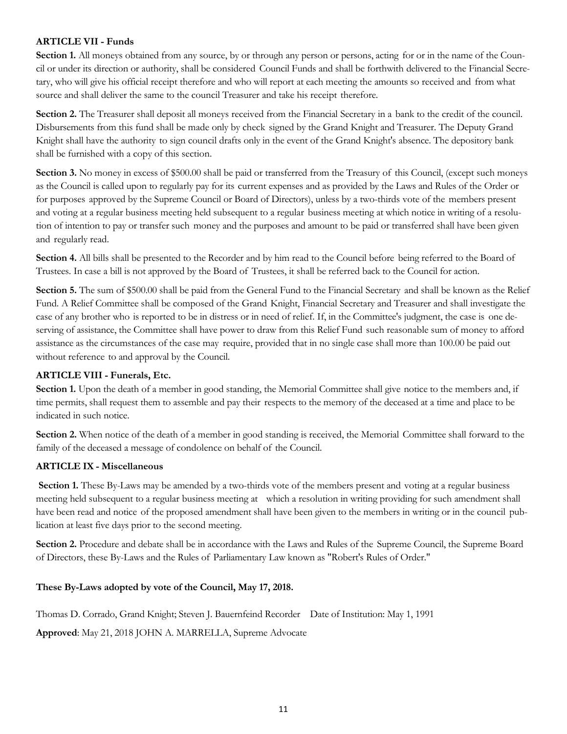**ARTICLE VII - Funds**

**Section 1.** All moneys obtained from any source, by or through any person or persons, acting for or in the name of the Council or under its direction or authority, shall be considered Council Funds and shall be forthwith delivered to the Financial Secretary, who will give his official receipt therefore and who will report at each meeting the amounts so received and from what source and shall deliver the same to the council Treasurer and take his receipt therefore.

**Section 2.** The Treasurer shall deposit all moneys received from the Financial Secretary in a bank to the credit of the council. Disbursements from this fund shall be made only by check signed by the Grand Knight and Treasurer. The Deputy Grand Knight shall have the authority to sign council drafts only in the event of the Grand Knight's absence. The depository bank shall be furnished with a copy of this section.

**Section 3.** No money in excess of $500.00 shall be paid or transferred from the Treasury of this Council, (except such moneys as the Council is called upon to regularly pay for its current expenses and as provided by the Laws and Rules of the Order or for purposes approved by the Supreme Council or Board of Directors), unless by a two-thirds vote of the members present and voting at a regular business meeting held subsequent to a regular business meeting at which notice in writing of a resolution of intention to pay or transfer such money and the purposes and amount to be paid or transferred shall have been given and regularly read.

**Section 4.** All bills shall be presented to the Recorder and by him read to the Council before being referred to the Board of Trustees. In case a bill is not approved by the Board of Trustees, it shall be referred back to the Council for action.

**Section 5.** The sum of $500.00 shall be paid from the General Fund to the Financial Secretary and shall be known as the Relief Fund. A Relief Committee shall be composed of the Grand Knight, Financial Secretary and Treasurer and shall investigate the case of any brother who is reported to be in distress or in need of relief. If, in the Committee's judgment, the case is one deserving of assistance, the Committee shall have power to draw from this Relief Fund such reasonable sum of money to afford assistance as the circumstances of the case may require, provided that in no single case shall more than 100.00 be paid out without reference to and approval by the Council.

**ARTICLE VIII - Funerals, Etc.**

**Section 1.** Upon the death of a member in good standing, the Memorial Committee shall give notice to the members and, if time permits, shall request them to assemble and pay their respects to the memory of the deceased at a time and place to be indicated in such notice.

**Section 2.** When notice of the death of a member in good standing is received, the Memorial Committee shall forward to the family of the deceased a message of condolence on behalf of the Council.

**ARTICLE IX - Miscellaneous**

**Section 1.** These By-Laws may be amended by a two-thirds vote of the members present and voting at a regular business meeting held subsequent to a regular business meeting at which a resolution in writing providing for such amendment shall have been read and notice of the proposed amendment shall have been given to the members in writing or in the council publication at least five days prior to the second meeting.

**Section 2.** Procedure and debate shall be in accordance with the Laws and Rules of the Supreme Council, the Supreme Board of Directors, these By-Laws and the Rules of Parliamentary Law known as "Robert's Rules of Order."

**These By-Laws adopted by vote of the Council, May 17, 2018.**

Thomas D. Corrado, Grand Knight; Steven J. Bauernfeind Recorder Date of Institution: May 1, 1991

**Approved**: May 21, 2018 JOHN A. MARRELLA, Supreme Advocate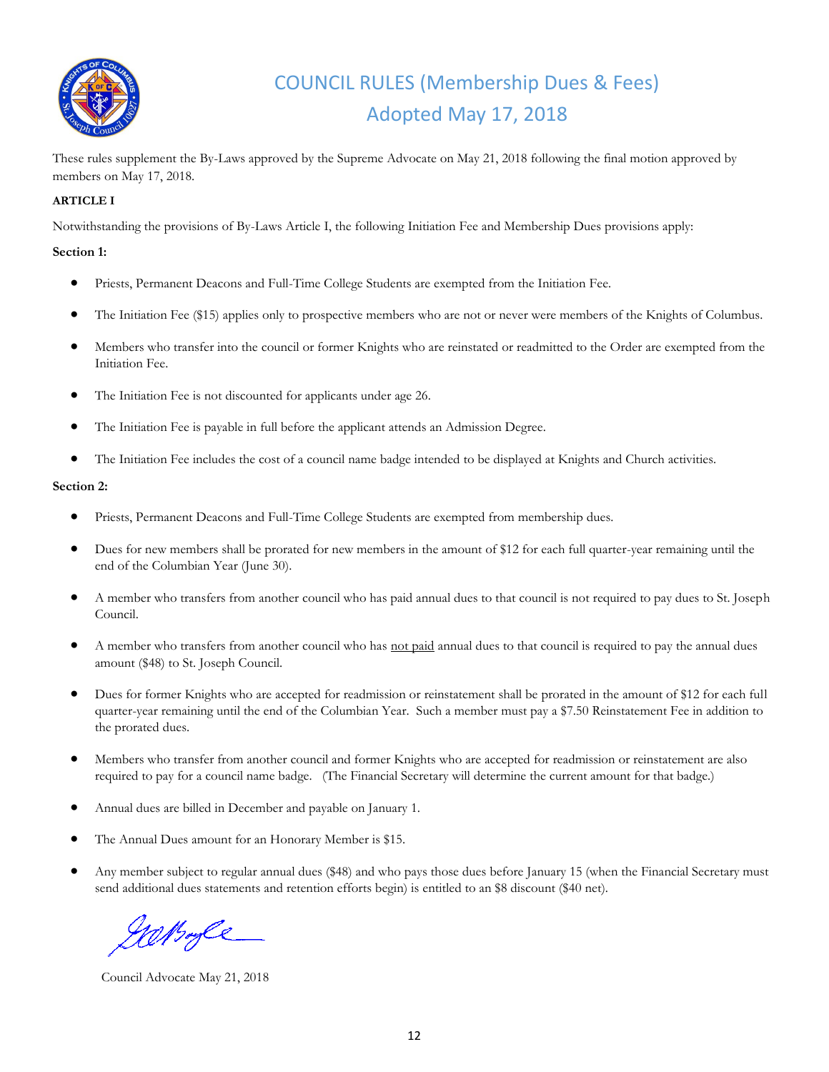# COUNCIL RULES (Membership Dues & Fees)
## Adopted May 17, 2018

These rules supplement the By-Laws approved by the Supreme Advocate on May 21, 2018 following the final motion approved by members on May 17, 2018.

**ARTICLE I**

Notwithstanding the provisions of By-Laws Article I, the following Initiation Fee and Membership Dues provisions apply:

**Section 1:**

- Priests, Permanent Deacons and Full-Time College Students are exempted from the Initiation Fee.
- The Initiation Fee ($15) applies only to prospective members who are not or never were members of the Knights of Columbus.
- Members who transfer into the council or former Knights who are reinstated or readmitted to the Order are exempted from the Initiation Fee.
- The Initiation Fee is not discounted for applicants under age 26.
- The Initiation Fee is payable in full before the applicant attends an Admission Degree.
- The Initiation Fee includes the cost of a council name badge intended to be displayed at Knights and Church activities.

**Section 2:**

- Priests, Permanent Deacons and Full-Time College Students are exempted from membership dues.
- Dues for new members shall be prorated for new members in the amount of $12 for each full quarter-year remaining until the end of the Columbian Year (June 30).
- A member who transfers from another council who has paid annual dues to that council is not required to pay dues to St. Joseph Council.
- A member who transfers from another council who has not paid annual dues to that council is required to pay the annual dues amount ($48) to St. Joseph Council.
- Dues for former Knights who are accepted for readmission or reinstatement shall be prorated in the amount of $12 for each full quarter-year remaining until the end of the Columbian Year. Such a member must pay a $7.50 Reinstatement Fee in addition to the prorated dues.
- Members who transfer from another council and former Knights who are accepted for readmission or reinstatement are also required to pay for a council name badge. (The Financial Secretary will determine the current amount for that badge.)
- Annual dues are billed in December and payable on January 1.
- The Annual Dues amount for an Honorary Member is $15.
- Any member subject to regular annual dues ($48) and who pays those dues before January 15 (when the Financial Secretary must send additional dues statements and retention efforts begin) is entitled to an $8 discount ($40 net).

Council Advocate May 21, 2018